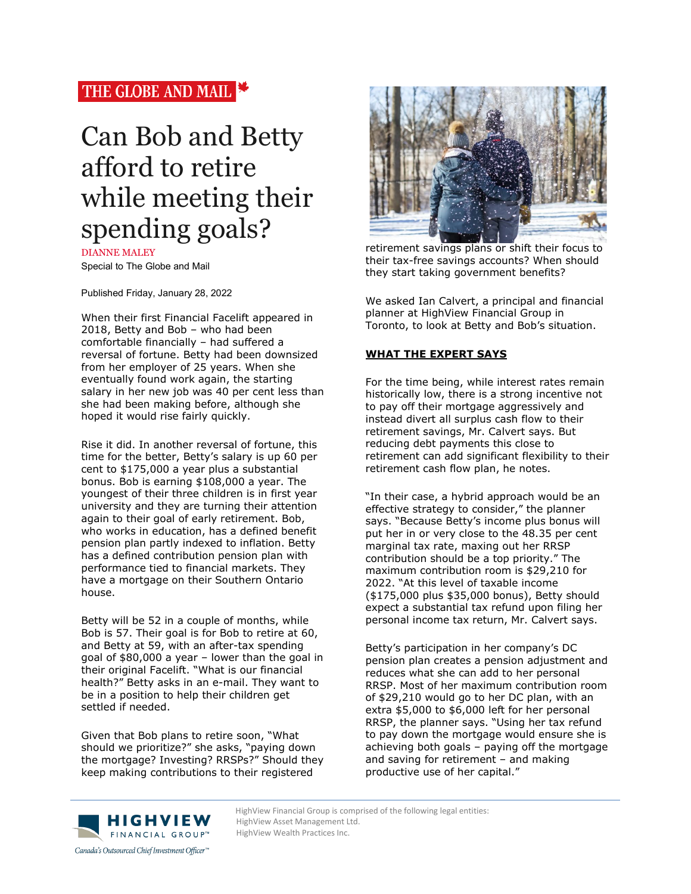THE GLOBE AND MAIL

# Can Bob and Betty afford to retire while meeting their spending goals?

DIANNE MALEY

Special to The Globe and Mail

Published Friday, January 28, 2022

When their first Financial Facelift appeared in 2018, Betty and Bob – who had been comfortable financially – had suffered a reversal of fortune. Betty had been downsized from her employer of 25 years. When she eventually found work again, the starting salary in her new job was 40 per cent less than she had been making before, although she hoped it would rise fairly quickly.

Rise it did. In another reversal of fortune, this time for the better, Betty's salary is up 60 per cent to $175,000 a year plus a substantial bonus. Bob is earning $108,000 a year. The youngest of their three children is in first year university and they are turning their attention again to their goal of early retirement. Bob, who works in education, has a defined benefit pension plan partly indexed to inflation. Betty has a defined contribution pension plan with performance tied to financial markets. They have a mortgage on their Southern Ontario house.

Betty will be 52 in a couple of months, while Bob is 57. Their goal is for Bob to retire at 60, and Betty at 59, with an after-tax spending goal of $80,000 a year – lower than the goal in their original Facelift. "What is our financial health?" Betty asks in an e-mail. They want to be in a position to help their children get settled if needed.

Given that Bob plans to retire soon, "What should we prioritize?" she asks, "paying down the mortgage? Investing? RRSPs?" Should they keep making contributions to their registered retirement savings plans or shift their focus to their tax-free savings accounts? When should they start taking government benefits?

We asked Ian Calvert, a principal and financial planner at HighView Financial Group in Toronto, to look at Betty and Bob's situation.

## WHAT THE EXPERT SAYS

For the time being, while interest rates remain historically low, there is a strong incentive not to pay off their mortgage aggressively and instead divert all surplus cash flow to their retirement savings, Mr. Calvert says. But reducing debt payments this close to retirement can add significant flexibility to their retirement cash flow plan, he notes.

"In their case, a hybrid approach would be an effective strategy to consider," the planner says. "Because Betty's income plus bonus will put her in or very close to the 48.35 per cent marginal tax rate, maxing out her RRSP contribution should be a top priority." The maximum contribution room is $29,210 for 2022. "At this level of taxable income ($175,000 plus $35,000 bonus), Betty should expect a substantial tax refund upon filing her personal income tax return, Mr. Calvert says.

Betty's participation in her company's DC pension plan creates a pension adjustment and reduces what she can add to her personal RRSP. Most of her maximum contribution room of $29,210 would go to her DC plan, with an extra $5,000 to $6,000 left for her personal RRSP, the planner says. "Using her tax refund to pay down the mortgage would ensure she is achieving both goals – paying off the mortgage and saving for retirement – and making productive use of her capital."

HighView Financial Group is comprised of the following legal entities:
HighView Asset Management Ltd.
HighView Wealth Practices Inc.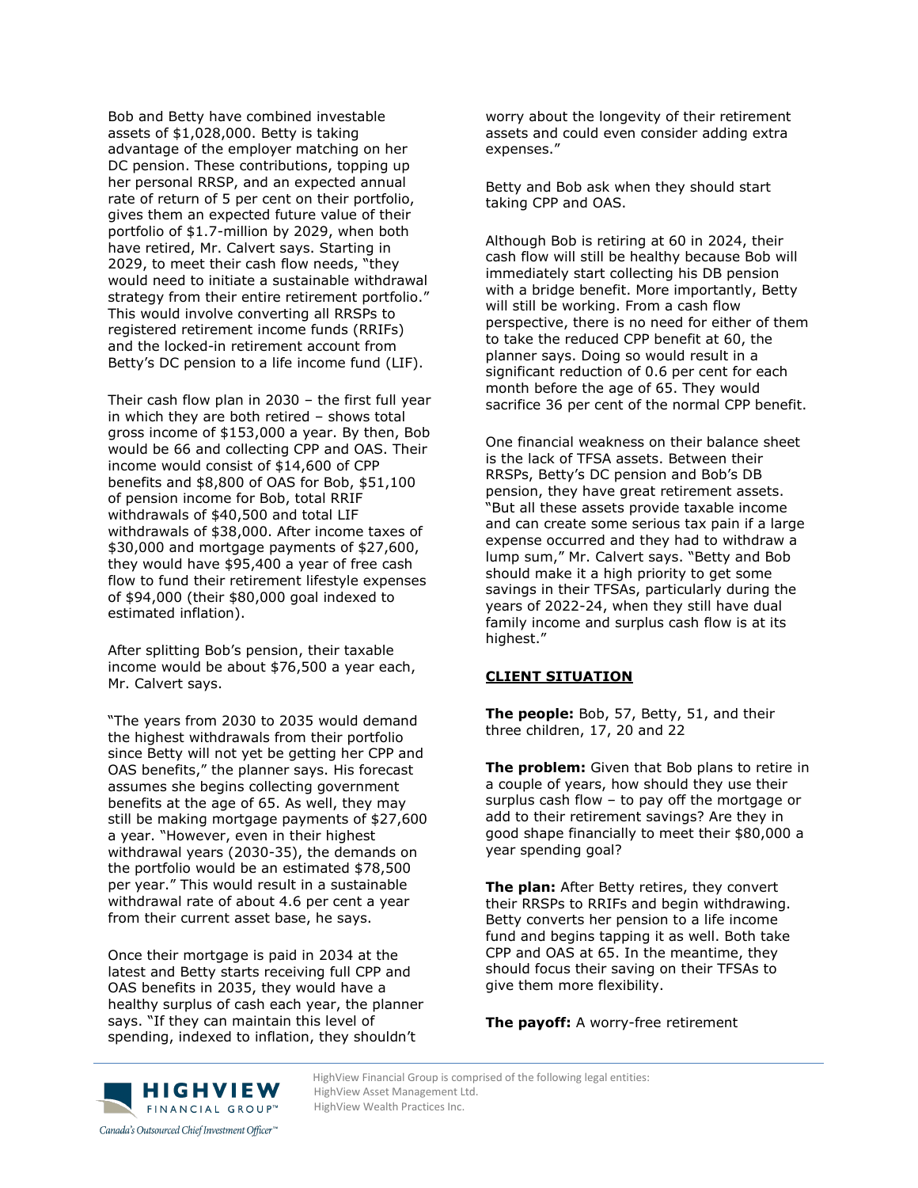Bob and Betty have combined investable assets of $1,028,000. Betty is taking advantage of the employer matching on her DC pension. These contributions, topping up her personal RRSP, and an expected annual rate of return of 5 per cent on their portfolio, gives them an expected future value of their portfolio of $1.7-million by 2029, when both have retired, Mr. Calvert says. Starting in 2029, to meet their cash flow needs, "they would need to initiate a sustainable withdrawal strategy from their entire retirement portfolio." This would involve converting all RRSPs to registered retirement income funds (RRIFs) and the locked-in retirement account from Betty's DC pension to a life income fund (LIF).

Their cash flow plan in 2030 – the first full year in which they are both retired – shows total gross income of $153,000 a year. By then, Bob would be 66 and collecting CPP and OAS. Their income would consist of $14,600 of CPP benefits and $8,800 of OAS for Bob, $51,100 of pension income for Bob, total RRIF withdrawals of $40,500 and total LIF withdrawals of $38,000. After income taxes of $30,000 and mortgage payments of $27,600, they would have $95,400 a year of free cash flow to fund their retirement lifestyle expenses of $94,000 (their $80,000 goal indexed to estimated inflation).

After splitting Bob's pension, their taxable income would be about $76,500 a year each, Mr. Calvert says.

"The years from 2030 to 2035 would demand the highest withdrawals from their portfolio since Betty will not yet be getting her CPP and OAS benefits," the planner says. His forecast assumes she begins collecting government benefits at the age of 65. As well, they may still be making mortgage payments of $27,600 a year. "However, even in their highest withdrawal years (2030-35), the demands on the portfolio would be an estimated $78,500 per year." This would result in a sustainable withdrawal rate of about 4.6 per cent a year from their current asset base, he says.

Once their mortgage is paid in 2034 at the latest and Betty starts receiving full CPP and OAS benefits in 2035, they would have a healthy surplus of cash each year, the planner says. "If they can maintain this level of spending, indexed to inflation, they shouldn't worry about the longevity of their retirement assets and could even consider adding extra expenses."

Betty and Bob ask when they should start taking CPP and OAS.

Although Bob is retiring at 60 in 2024, their cash flow will still be healthy because Bob will immediately start collecting his DB pension with a bridge benefit. More importantly, Betty will still be working. From a cash flow perspective, there is no need for either of them to take the reduced CPP benefit at 60, the planner says. Doing so would result in a significant reduction of 0.6 per cent for each month before the age of 65. They would sacrifice 36 per cent of the normal CPP benefit.

One financial weakness on their balance sheet is the lack of TFSA assets. Between their RRSPs, Betty's DC pension and Bob's DB pension, they have great retirement assets. "But all these assets provide taxable income and can create some serious tax pain if a large expense occurred and they had to withdraw a lump sum," Mr. Calvert says. "Betty and Bob should make it a high priority to get some savings in their TFSAs, particularly during the years of 2022-24, when they still have dual family income and surplus cash flow is at its highest."

## CLIENT SITUATION

**The people:** Bob, 57, Betty, 51, and their three children, 17, 20 and 22

**The problem:** Given that Bob plans to retire in a couple of years, how should they use their surplus cash flow – to pay off the mortgage or add to their retirement savings? Are they in good shape financially to meet their $80,000 a year spending goal?

**The plan:** After Betty retires, they convert their RRSPs to RRIFs and begin withdrawing. Betty converts her pension to a life income fund and begins tapping it as well. Both take CPP and OAS at 65. In the meantime, they should focus their saving on their TFSAs to give them more flexibility.

**The payoff:** A worry-free retirement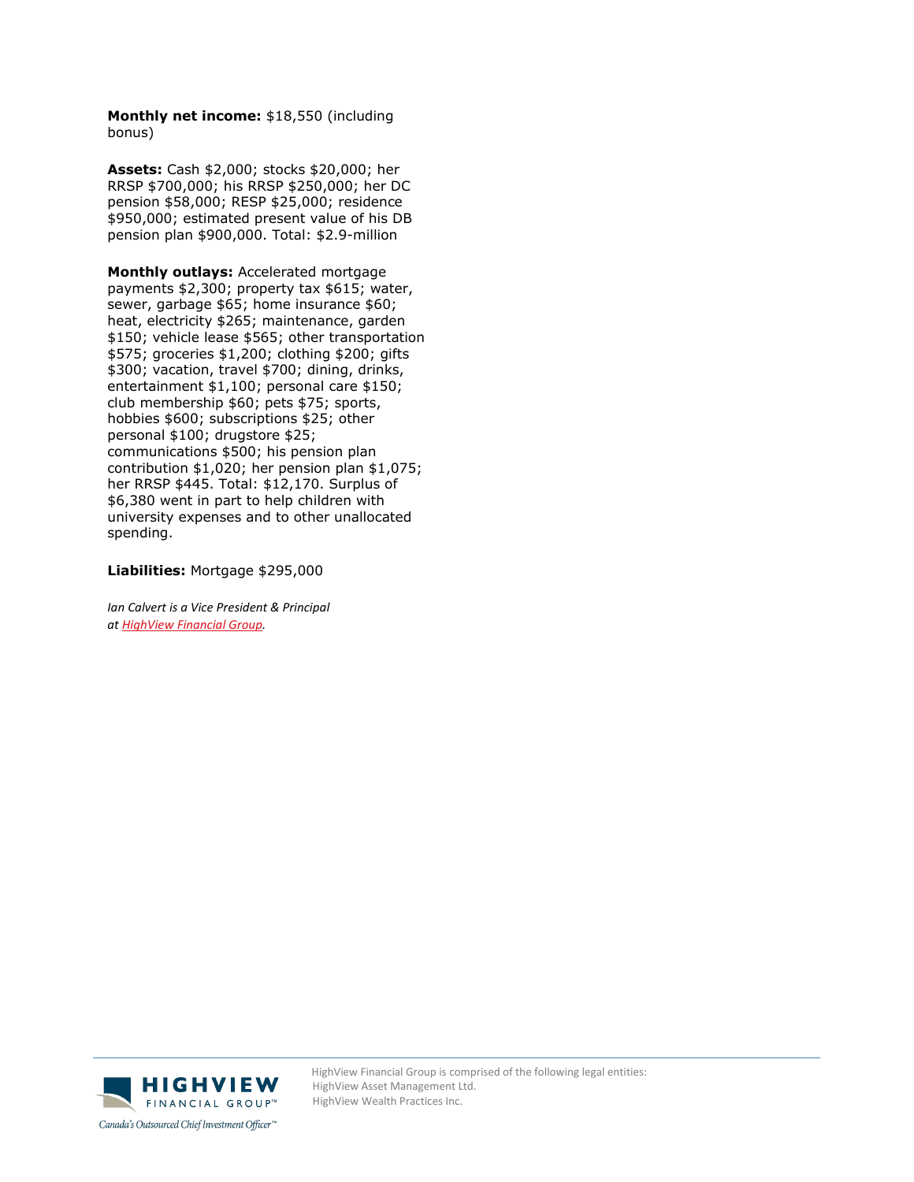**Monthly net income:** $18,550 (including bonus)

**Assets:** Cash $2,000; stocks $20,000; her RRSP $700,000; his RRSP $250,000; her DC pension $58,000; RESP $25,000; residence $950,000; estimated present value of his DB pension plan $900,000. Total: $2.9-million

**Monthly outlays:** Accelerated mortgage payments $2,300; property tax $615; water, sewer, garbage $65; home insurance $60; heat, electricity $265; maintenance, garden $150; vehicle lease $565; other transportation $575; groceries $1,200; clothing $200; gifts $300; vacation, travel $700; dining, drinks, entertainment $1,100; personal care $150; club membership $60; pets $75; sports, hobbies $600; subscriptions $25; other personal $100; drugstore $25; communications $500; his pension plan contribution $1,020; her pension plan $1,075; her RRSP $445. Total: $12,170. Surplus of $6,380 went in part to help children with university expenses and to other unallocated spending.

**Liabilities:** Mortgage $295,000

*Ian Calvert is a Vice President & Principal at HighView Financial Group.*

HighView Financial Group is comprised of the following legal entities:
HighView Asset Management Ltd.
HighView Wealth Practices Inc.